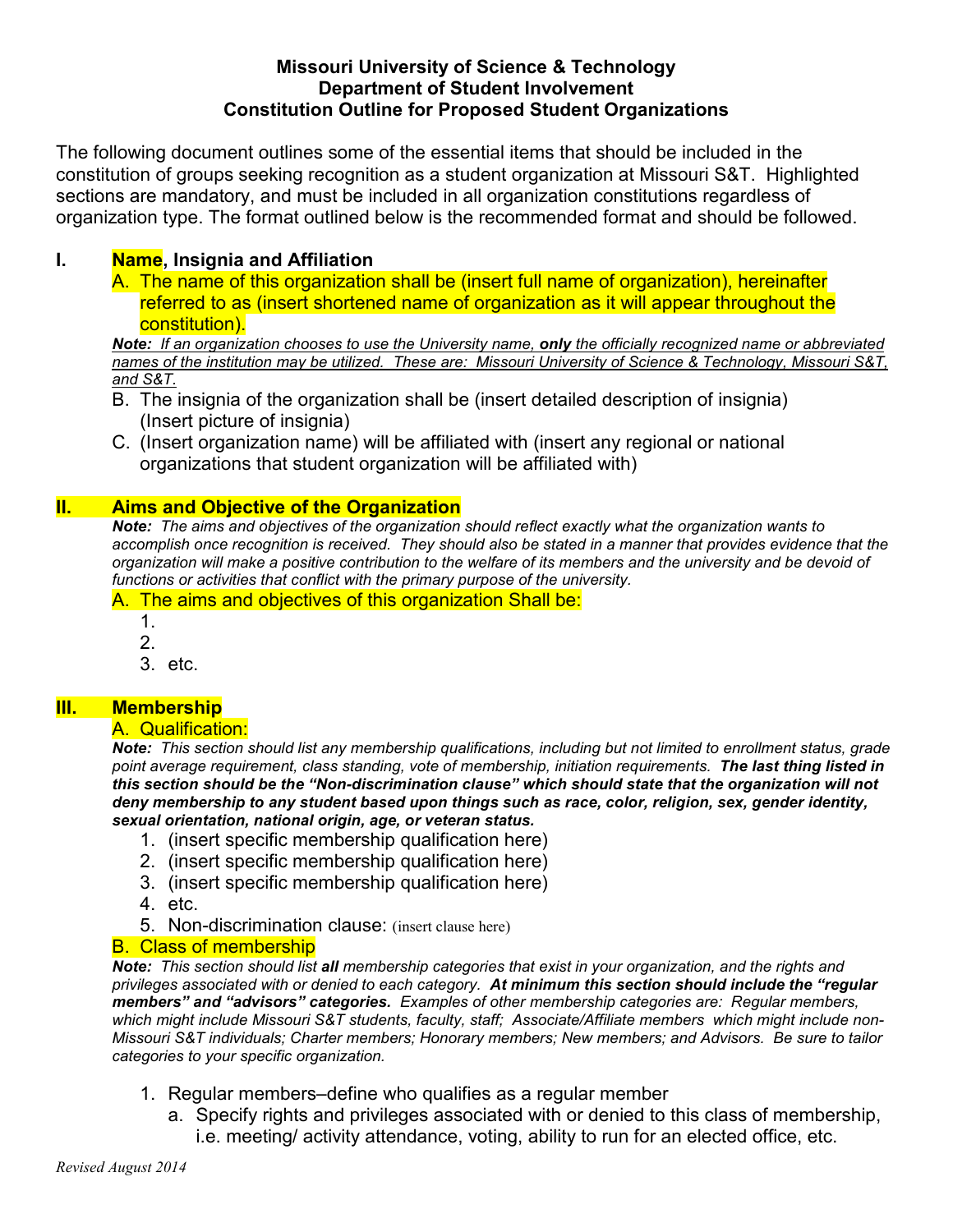**Missouri University of Science & Technology**
**Department of Student Involvement**
**Constitution Outline for Proposed Student Organizations**

The following document outlines some of the essential items that should be included in the constitution of groups seeking recognition as a student organization at Missouri S&T. Highlighted sections are mandatory, and must be included in all organization constitutions regardless of organization type. The format outlined below is the recommended format and should be followed.

## I. Name, Insignia and Affiliation

A. The name of this organization shall be (insert full name of organization), hereinafter referred to as (insert shortened name of organization as it will appear throughout the constitution).

***Note:*** *If an organization chooses to use the University name,* ***only*** *the officially recognized name or abbreviated names of the institution may be utilized. These are: Missouri University of Science & Technology, Missouri S&T, and S&T.*

B. The insignia of the organization shall be (insert detailed description of insignia) (Insert picture of insignia)

C. (Insert organization name) will be affiliated with (insert any regional or national organizations that student organization will be affiliated with)

## II. Aims and Objective of the Organization

***Note:*** *The aims and objectives of the organization should reflect exactly what the organization wants to accomplish once recognition is received. They should also be stated in a manner that provides evidence that the organization will make a positive contribution to the welfare of its members and the university and be devoid of functions or activities that conflict with the primary purpose of the university.*

A. The aims and objectives of this organization Shall be:

1. 
2. 
3. etc.

## III. Membership

A. Qualification:

***Note:*** *This section should list any membership qualifications, including but not limited to enrollment status, grade point average requirement, class standing, vote of membership, initiation requirements.* ***The last thing listed in this section should be the "Non-discrimination clause" which should state that the organization will not deny membership to any student based upon things such as race, color, religion, sex, gender identity, sexual orientation, national origin, age, or veteran status.***

1. (insert specific membership qualification here)
2. (insert specific membership qualification here)
3. (insert specific membership qualification here)
4. etc.
5. Non-discrimination clause: (insert clause here)

B. Class of membership

***Note:*** *This section should list* ***all*** *membership categories that exist in your organization, and the rights and privileges associated with or denied to each category.* ***At minimum this section should include the "regular members" and "advisors" categories.*** *Examples of other membership categories are: Regular members, which might include Missouri S&T students, faculty, staff; Associate/Affiliate members which might include non-Missouri S&T individuals; Charter members; Honorary members; New members; and Advisors. Be sure to tailor categories to your specific organization.*

1. Regular members–define who qualifies as a regular member
   a. Specify rights and privileges associated with or denied to this class of membership, i.e. meeting/ activity attendance, voting, ability to run for an elected office, etc.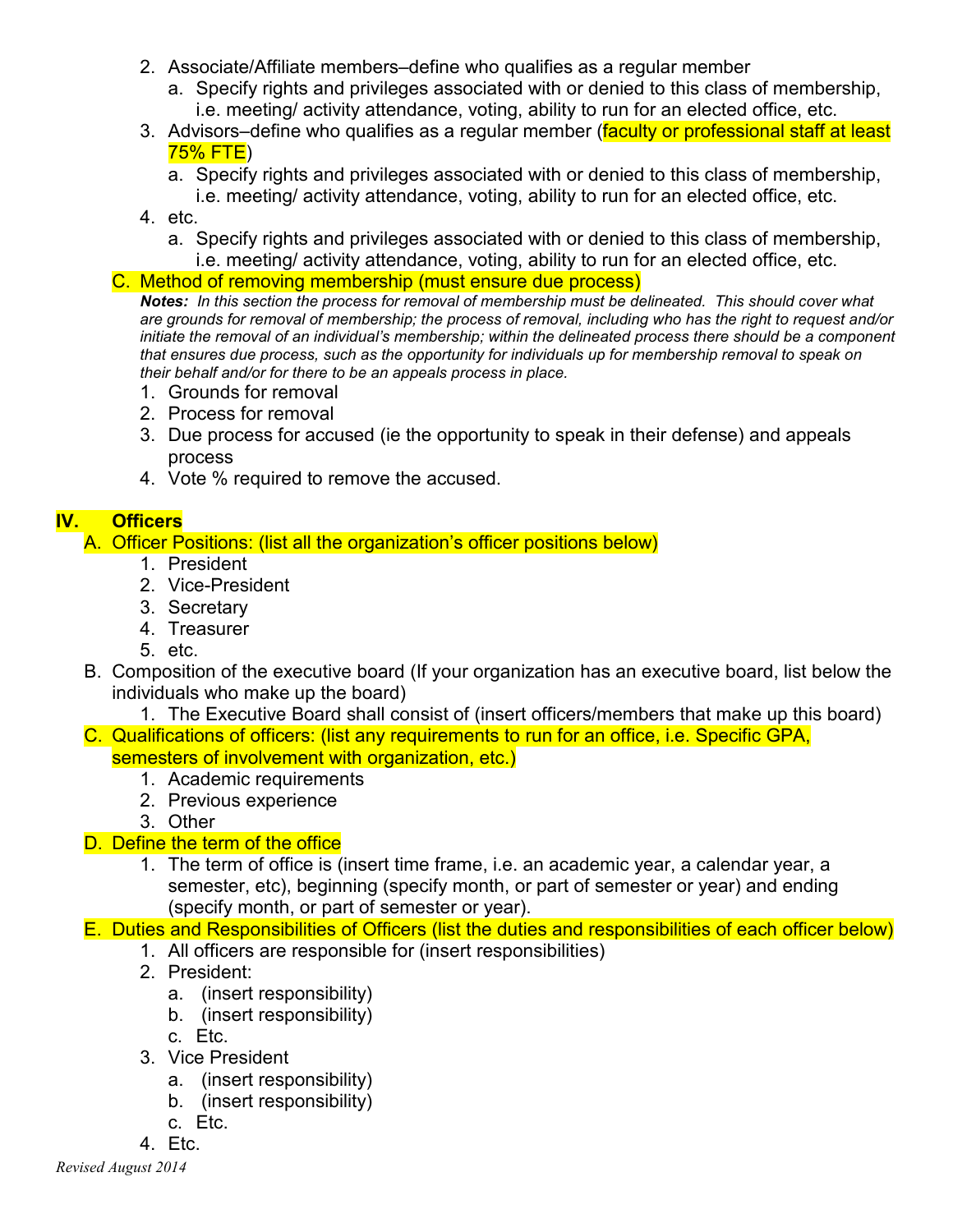2. Associate/Affiliate members–define who qualifies as a regular member
   a. Specify rights and privileges associated with or denied to this class of membership, i.e. meeting/ activity attendance, voting, ability to run for an elected office, etc.
3. Advisors–define who qualifies as a regular member (faculty or professional staff at least 75% FTE)
   a. Specify rights and privileges associated with or denied to this class of membership, i.e. meeting/ activity attendance, voting, ability to run for an elected office, etc.
4. etc.
   a. Specify rights and privileges associated with or denied to this class of membership, i.e. meeting/ activity attendance, voting, ability to run for an elected office, etc.

C. Method of removing membership (must ensure due process)

***Notes:*** *In this section the process for removal of membership must be delineated. This should cover what are grounds for removal of membership; the process of removal, including who has the right to request and/or initiate the removal of an individual's membership; within the delineated process there should be a component that ensures due process, such as the opportunity for individuals up for membership removal to speak on their behalf and/or for there to be an appeals process in place.*

1. Grounds for removal
2. Process for removal
3. Due process for accused (ie the opportunity to speak in their defense) and appeals process
4. Vote % required to remove the accused.

## IV. Officers

A. Officer Positions: (list all the organization's officer positions below)
   1. President
   2. Vice-President
   3. Secretary
   4. Treasurer
   5. etc.

B. Composition of the executive board (If your organization has an executive board, list below the individuals who make up the board)
   1. The Executive Board shall consist of (insert officers/members that make up this board)

C. Qualifications of officers: (list any requirements to run for an office, i.e. Specific GPA, semesters of involvement with organization, etc.)
   1. Academic requirements
   2. Previous experience
   3. Other

D. Define the term of the office
   1. The term of office is (insert time frame, i.e. an academic year, a calendar year, a semester, etc), beginning (specify month, or part of semester or year) and ending (specify month, or part of semester or year).

E. Duties and Responsibilities of Officers (list the duties and responsibilities of each officer below)
   1. All officers are responsible for (insert responsibilities)
   2. President:
      a. (insert responsibility)
      b. (insert responsibility)
      c. Etc.
   3. Vice President
      a. (insert responsibility)
      b. (insert responsibility)
      c. Etc.
   4. Etc.

*Revised August 2014*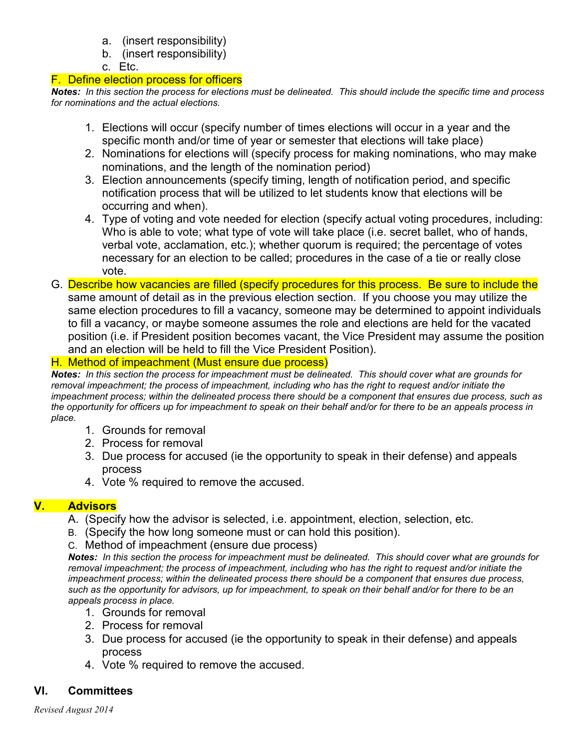a. (insert responsibility)
b. (insert responsibility)
c. Etc.

F. Define election process for officers

***Notes:*** *In this section the process for elections must be delineated. This should include the specific time and process for nominations and the actual elections.*

1. Elections will occur (specify number of times elections will occur in a year and the specific month and/or time of year or semester that elections will take place)
2. Nominations for elections will (specify process for making nominations, who may make nominations, and the length of the nomination period)
3. Election announcements (specify timing, length of notification period, and specific notification process that will be utilized to let students know that elections will be occurring and when).
4. Type of voting and vote needed for election (specify actual voting procedures, including: Who is able to vote; what type of vote will take place (i.e. secret ballet, who of hands, verbal vote, acclamation, etc.); whether quorum is required; the percentage of votes necessary for an election to be called; procedures in the case of a tie or really close vote.

G. Describe how vacancies are filled (specify procedures for this process. Be sure to include the same amount of detail as in the previous election section. If you choose you may utilize the same election procedures to fill a vacancy, someone may be determined to appoint individuals to fill a vacancy, or maybe someone assumes the role and elections are held for the vacated position (i.e. if President position becomes vacant, the Vice President may assume the position and an election will be held to fill the Vice President Position).

H. Method of impeachment (Must ensure due process)

***Notes:*** *In this section the process for impeachment must be delineated. This should cover what are grounds for removal impeachment; the process of impeachment, including who has the right to request and/or initiate the impeachment process; within the delineated process there should be a component that ensures due process, such as the opportunity for officers up for impeachment to speak on their behalf and/or for there to be an appeals process in place.*

1. Grounds for removal
2. Process for removal
3. Due process for accused (ie the opportunity to speak in their defense) and appeals process
4. Vote % required to remove the accused.

## V. Advisors

A. (Specify how the advisor is selected, i.e. appointment, election, selection, etc.

B. (Specify the how long someone must or can hold this position).

C. Method of impeachment (ensure due process)

***Notes:*** *In this section the process for impeachment must be delineated. This should cover what are grounds for removal impeachment; the process of impeachment, including who has the right to request and/or initiate the impeachment process; within the delineated process there should be a component that ensures due process, such as the opportunity for advisors, up for impeachment, to speak on their behalf and/or for there to be an appeals process in place.*

1. Grounds for removal
2. Process for removal
3. Due process for accused (ie the opportunity to speak in their defense) and appeals process
4. Vote % required to remove the accused.

## VI. Committees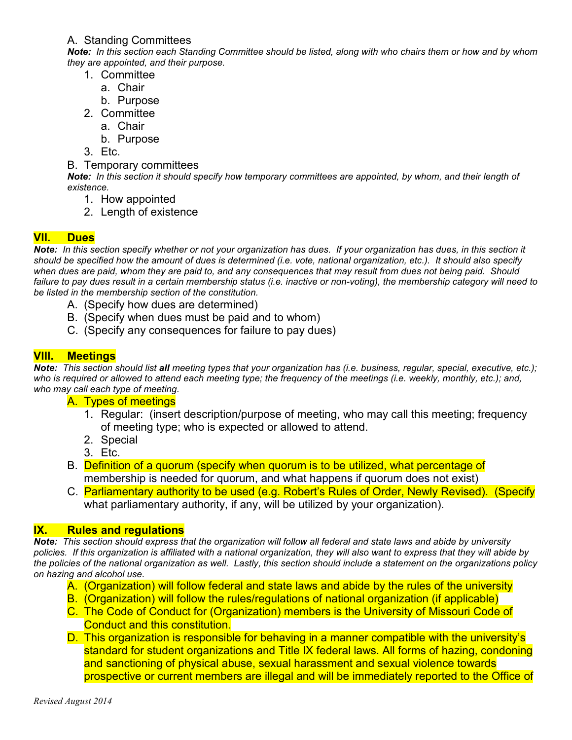A. Standing Committees

***Note:*** *In this section each Standing Committee should be listed, along with who chairs them or how and by whom they are appointed, and their purpose.*

1. Committee
   a. Chair
   b. Purpose
2. Committee
   a. Chair
   b. Purpose
3. Etc.

B. Temporary committees

***Note:*** *In this section it should specify how temporary committees are appointed, by whom, and their length of existence.*

1. How appointed
2. Length of existence

## VII. Dues

***Note:*** *In this section specify whether or not your organization has dues. If your organization has dues, in this section it should be specified how the amount of dues is determined (i.e. vote, national organization, etc.). It should also specify when dues are paid, whom they are paid to, and any consequences that may result from dues not being paid. Should failure to pay dues result in a certain membership status (i.e. inactive or non-voting), the membership category will need to be listed in the membership section of the constitution.*

A. (Specify how dues are determined)
B. (Specify when dues must be paid and to whom)
C. (Specify any consequences for failure to pay dues)

## VIII. Meetings

***Note:*** *This section should list **all** meeting types that your organization has (i.e. business, regular, special, executive, etc.); who is required or allowed to attend each meeting type; the frequency of the meetings (i.e. weekly, monthly, etc.); and, who may call each type of meeting.*

A. Types of meetings
   1. Regular: (insert description/purpose of meeting, who may call this meeting; frequency of meeting type; who is expected or allowed to attend.
   2. Special
   3. Etc.

B. Definition of a quorum (specify when quorum is to be utilized, what percentage of membership is needed for quorum, and what happens if quorum does not exist)

C. Parliamentary authority to be used (e.g. Robert's Rules of Order, Newly Revised). (Specify what parliamentary authority, if any, will be utilized by your organization).

## IX. Rules and regulations

***Note:*** *This section should express that the organization will follow all federal and state laws and abide by university policies. If this organization is affiliated with a national organization, they will also want to express that they will abide by the policies of the national organization as well. Lastly, this section should include a statement on the organizations policy on hazing and alcohol use.*

A. (Organization) will follow federal and state laws and abide by the rules of the university
B. (Organization) will follow the rules/regulations of national organization (if applicable)
C. The Code of Conduct for (Organization) members is the University of Missouri Code of Conduct and this constitution.
D. This organization is responsible for behaving in a manner compatible with the university's standard for student organizations and Title IX federal laws. All forms of hazing, condoning and sanctioning of physical abuse, sexual harassment and sexual violence towards prospective or current members are illegal and will be immediately reported to the Office of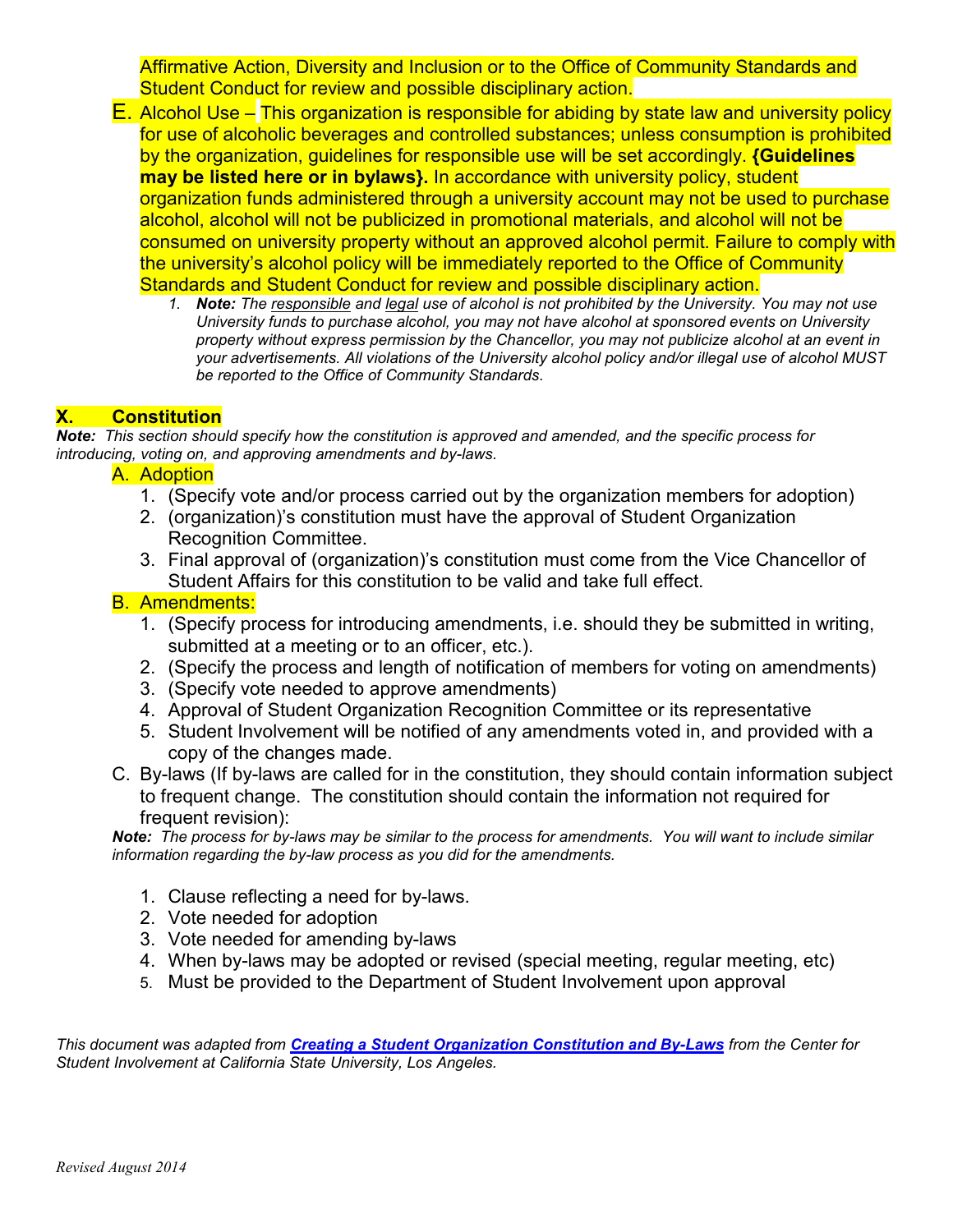Affirmative Action, Diversity and Inclusion or to the Office of Community Standards and Student Conduct for review and possible disciplinary action.

E. Alcohol Use – This organization is responsible for abiding by state law and university policy for use of alcoholic beverages and controlled substances; unless consumption is prohibited by the organization, guidelines for responsible use will be set accordingly. **{Guidelines may be listed here or in bylaws}.** In accordance with university policy, student organization funds administered through a university account may not be used to purchase alcohol, alcohol will not be publicized in promotional materials, and alcohol will not be consumed on university property without an approved alcohol permit. Failure to comply with the university's alcohol policy will be immediately reported to the Office of Community Standards and Student Conduct for review and possible disciplinary action.

   1. ***Note:*** *The responsible and legal use of alcohol is not prohibited by the University. You may not use University funds to purchase alcohol, you may not have alcohol at sponsored events on University property without express permission by the Chancellor, you may not publicize alcohol at an event in your advertisements. All violations of the University alcohol policy and/or illegal use of alcohol MUST be reported to the Office of Community Standards.*

## X. Constitution

***Note:*** *This section should specify how the constitution is approved and amended, and the specific process for introducing, voting on, and approving amendments and by-laws.*

A. Adoption
   1. (Specify vote and/or process carried out by the organization members for adoption)
   2. (organization)'s constitution must have the approval of Student Organization Recognition Committee.
   3. Final approval of (organization)'s constitution must come from the Vice Chancellor of Student Affairs for this constitution to be valid and take full effect.

B. Amendments:
   1. (Specify process for introducing amendments, i.e. should they be submitted in writing, submitted at a meeting or to an officer, etc.).
   2. (Specify the process and length of notification of members for voting on amendments)
   3. (Specify vote needed to approve amendments)
   4. Approval of Student Organization Recognition Committee or its representative
   5. Student Involvement will be notified of any amendments voted in, and provided with a copy of the changes made.

C. By-laws (If by-laws are called for in the constitution, they should contain information subject to frequent change. The constitution should contain the information not required for frequent revision):

***Note:*** *The process for by-laws may be similar to the process for amendments. You will want to include similar information regarding the by-law process as you did for the amendments.*

   1. Clause reflecting a need for by-laws.
   2. Vote needed for adoption
   3. Vote needed for amending by-laws
   4. When by-laws may be adopted or revised (special meeting, regular meeting, etc)
   5. Must be provided to the Department of Student Involvement upon approval

*This document was adapted from* ***Creating a Student Organization Constitution and By-Laws*** *from the Center for Student Involvement at California State University, Los Angeles.*

*Revised August 2014*